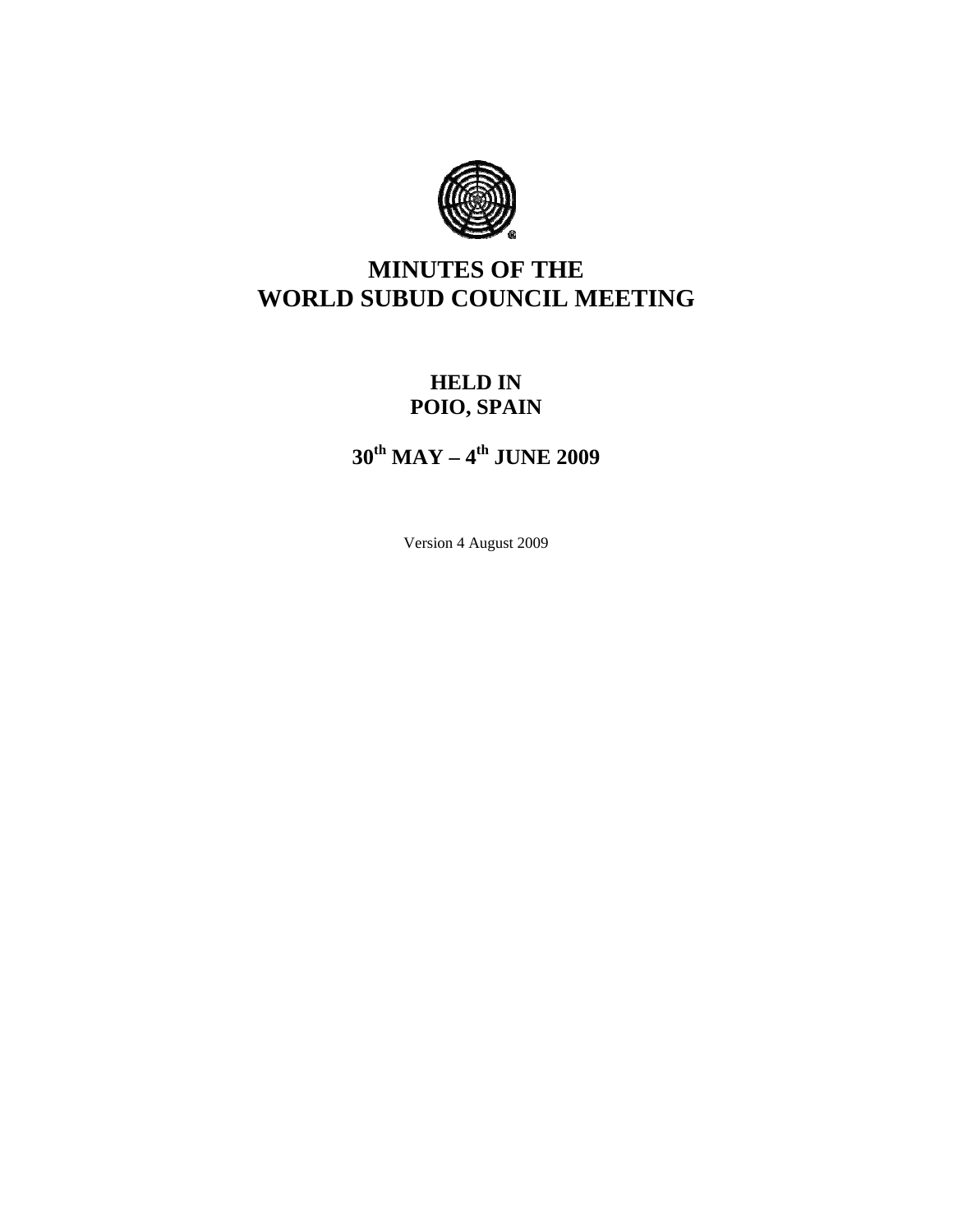# MINUTES OF THE WORLD SUBUD COUNCIL MEETING

## HELD IN POIO, SPAIN

## 30th MAY – 4th JUNE 2009

Version 4 August 2009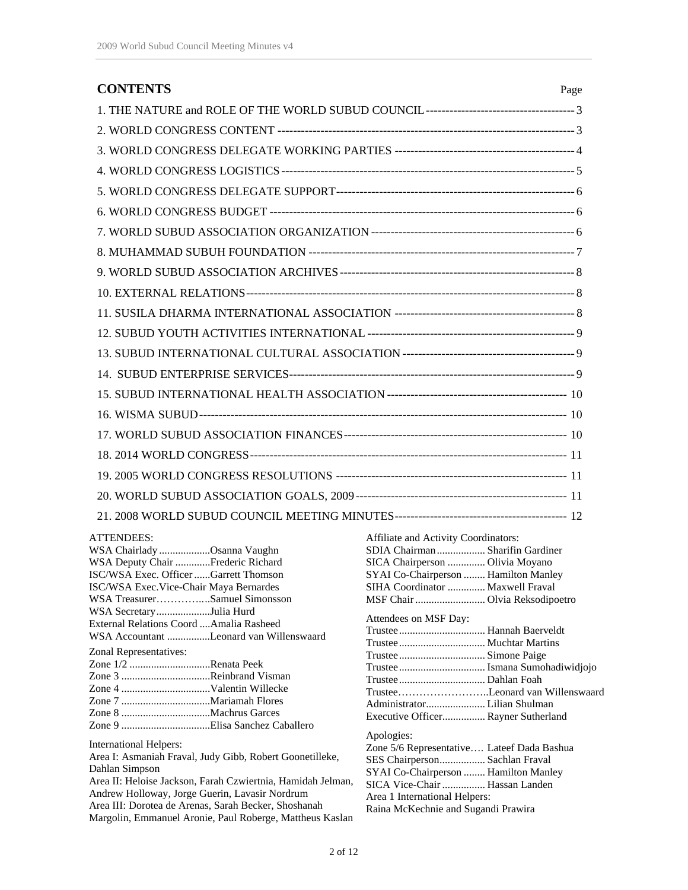## CONTENTS

| | Page |
|---|---|
| 1. THE NATURE and ROLE OF THE WORLD SUBUD COUNCIL | 3 |
| 2. WORLD CONGRESS CONTENT | 3 |
| 3. WORLD CONGRESS DELEGATE WORKING PARTIES | 4 |
| 4. WORLD CONGRESS LOGISTICS | 5 |
| 5. WORLD CONGRESS DELEGATE SUPPORT | 6 |
| 6. WORLD CONGRESS BUDGET | 6 |
| 7. WORLD SUBUD ASSOCIATION ORGANIZATION | 6 |
| 8. MUHAMMAD SUBUH FOUNDATION | 7 |
| 9. WORLD SUBUD ASSOCIATION ARCHIVES | 8 |
| 10. EXTERNAL RELATIONS | 8 |
| 11. SUSILA DHARMA INTERNATIONAL ASSOCIATION | 8 |
| 12. SUBUD YOUTH ACTIVITIES INTERNATIONAL | 9 |
| 13. SUBUD INTERNATIONAL CULTURAL ASSOCIATION | 9 |
| 14. SUBUD ENTERPRISE SERVICES | 9 |
| 15. SUBUD INTERNATIONAL HEALTH ASSOCIATION | 10 |
| 16. WISMA SUBUD | 10 |
| 17. WORLD SUBUD ASSOCIATION FINANCES | 10 |
| 18. 2014 WORLD CONGRESS | 11 |
| 19. 2005 WORLD CONGRESS RESOLUTIONS | 11 |
| 20. WORLD SUBUD ASSOCIATION GOALS, 2009 | 11 |
| 21. 2008 WORLD SUBUD COUNCIL MEETING MINUTES | 12 |

ATTENDEES:
WSA Chairlady ...................Osanna Vaughn
WSA Deputy Chair .............Frederic Richard
ISC/WSA Exec. Officer ......Garrett Thomson
ISC/WSA Exec.Vice-Chair Maya Bernardes
WSA Treasurer……………...Samuel Simonsson
WSA Secretary....................Julia Hurd
External Relations Coord ....Amalia Rasheed
WSA Accountant ................Leonard van Willenswaard

Zonal Representatives:
Zone 1/2 ..............................Renata Peek
Zone 3 .................................Reinbrand Visman
Zone 4 .................................Valentin Willecke
Zone 7 .................................Mariamah Flores
Zone 8 .................................Machrus Garces
Zone 9 .................................Elisa Sanchez Caballero

International Helpers:
Area I: Asmaniah Fraval, Judy Gibb, Robert Goonetilleke, Dahlan Simpson
Area II: Heloise Jackson, Farah Czwiertnia, Hamidah Jelman, Andrew Holloway, Jorge Guerin, Lavasir Nordrum
Area III: Dorotea de Arenas, Sarah Becker, Shoshanah Margolin, Emmanuel Aronie, Paul Roberge, Mattheus Kaslan

Affiliate and Activity Coordinators:
SDIA Chairman .................. Sharifin Gardiner
SICA Chairperson .............. Olivia Moyano
SYAI Co-Chairperson ........ Hamilton Manley
SIHA Coordinator .............. Maxwell Fraval
MSF Chair .......................... Olvia Reksodipoetro

Attendees on MSF Day:
Trustee ................................ Hannah Baerveldt
Trustee ................................ Muchtar Martins
Trustee ................................ Simone Paige
Trustee ................................ Ismana Sumohadiwidjojo
Trustee ................................ Dahlan Foah
Trustee……………………..Leonard van Willenswaard
Administrator...................... Lilian Shulman
Executive Officer................ Rayner Sutherland

Apologies:
Zone 5/6 Representative…. Lateef Dada Bashua
SES Chairperson................. Sachlan Fraval
SYAI Co-Chairperson ........ Hamilton Manley
SICA Vice-Chair ................ Hassan Landen
Area 1 International Helpers:
Raina McKechnie and Sugandi Prawira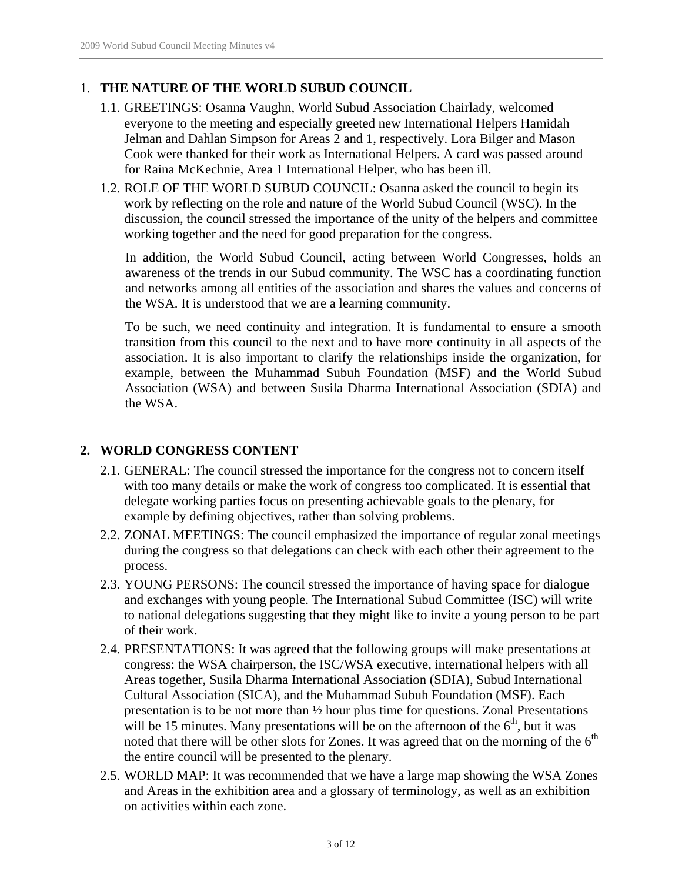## 1. THE NATURE OF THE WORLD SUBUD COUNCIL

1.1. GREETINGS: Osanna Vaughn, World Subud Association Chairlady, welcomed everyone to the meeting and especially greeted new International Helpers Hamidah Jelman and Dahlan Simpson for Areas 2 and 1, respectively. Lora Bilger and Mason Cook were thanked for their work as International Helpers. A card was passed around for Raina McKechnie, Area 1 International Helper, who has been ill.

1.2. ROLE OF THE WORLD SUBUD COUNCIL: Osanna asked the council to begin its work by reflecting on the role and nature of the World Subud Council (WSC). In the discussion, the council stressed the importance of the unity of the helpers and committee working together and the need for good preparation for the congress.

In addition, the World Subud Council, acting between World Congresses, holds an awareness of the trends in our Subud community. The WSC has a coordinating function and networks among all entities of the association and shares the values and concerns of the WSA. It is understood that we are a learning community.

To be such, we need continuity and integration. It is fundamental to ensure a smooth transition from this council to the next and to have more continuity in all aspects of the association. It is also important to clarify the relationships inside the organization, for example, between the Muhammad Subuh Foundation (MSF) and the World Subud Association (WSA) and between Susila Dharma International Association (SDIA) and the WSA.

## 2. WORLD CONGRESS CONTENT

2.1. GENERAL: The council stressed the importance for the congress not to concern itself with too many details or make the work of congress too complicated. It is essential that delegate working parties focus on presenting achievable goals to the plenary, for example by defining objectives, rather than solving problems.

2.2. ZONAL MEETINGS: The council emphasized the importance of regular zonal meetings during the congress so that delegations can check with each other their agreement to the process.

2.3. YOUNG PERSONS: The council stressed the importance of having space for dialogue and exchanges with young people. The International Subud Committee (ISC) will write to national delegations suggesting that they might like to invite a young person to be part of their work.

2.4. PRESENTATIONS: It was agreed that the following groups will make presentations at congress: the WSA chairperson, the ISC/WSA executive, international helpers with all Areas together, Susila Dharma International Association (SDIA), Subud International Cultural Association (SICA), and the Muhammad Subuh Foundation (MSF). Each presentation is to be not more than ½ hour plus time for questions. Zonal Presentations will be 15 minutes. Many presentations will be on the afternoon of the 6th, but it was noted that there will be other slots for Zones. It was agreed that on the morning of the 6th the entire council will be presented to the plenary.

2.5. WORLD MAP: It was recommended that we have a large map showing the WSA Zones and Areas in the exhibition area and a glossary of terminology, as well as an exhibition on activities within each zone.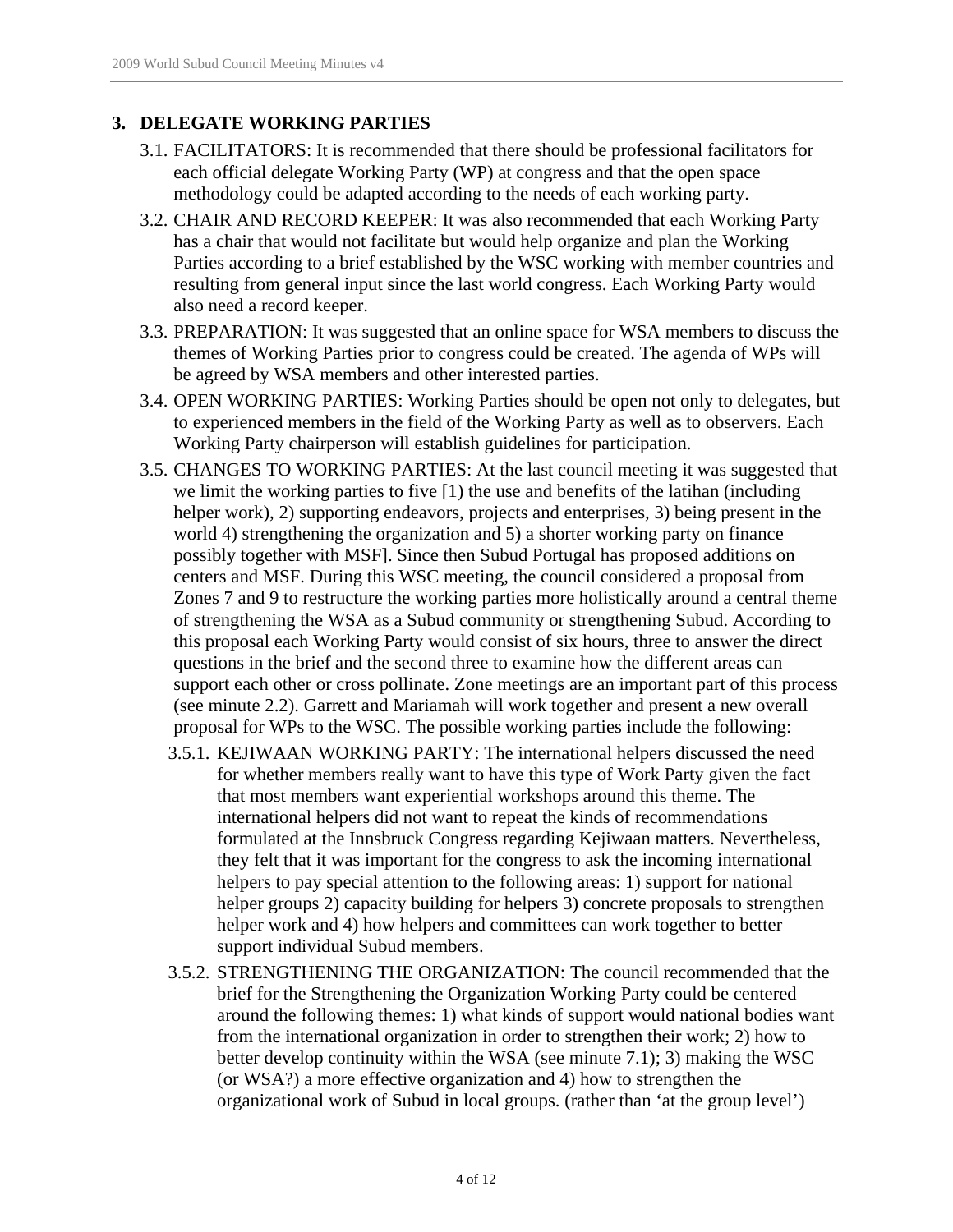## 3. DELEGATE WORKING PARTIES

3.1. FACILITATORS: It is recommended that there should be professional facilitators for each official delegate Working Party (WP) at congress and that the open space methodology could be adapted according to the needs of each working party.

3.2. CHAIR AND RECORD KEEPER: It was also recommended that each Working Party has a chair that would not facilitate but would help organize and plan the Working Parties according to a brief established by the WSC working with member countries and resulting from general input since the last world congress. Each Working Party would also need a record keeper.

3.3. PREPARATION: It was suggested that an online space for WSA members to discuss the themes of Working Parties prior to congress could be created. The agenda of WPs will be agreed by WSA members and other interested parties.

3.4. OPEN WORKING PARTIES: Working Parties should be open not only to delegates, but to experienced members in the field of the Working Party as well as to observers. Each Working Party chairperson will establish guidelines for participation.

3.5. CHANGES TO WORKING PARTIES: At the last council meeting it was suggested that we limit the working parties to five [1) the use and benefits of the latihan (including helper work), 2) supporting endeavors, projects and enterprises, 3) being present in the world 4) strengthening the organization and 5) a shorter working party on finance possibly together with MSF]. Since then Subud Portugal has proposed additions on centers and MSF. During this WSC meeting, the council considered a proposal from Zones 7 and 9 to restructure the working parties more holistically around a central theme of strengthening the WSA as a Subud community or strengthening Subud. According to this proposal each Working Party would consist of six hours, three to answer the direct questions in the brief and the second three to examine how the different areas can support each other or cross pollinate. Zone meetings are an important part of this process (see minute 2.2). Garrett and Mariamah will work together and present a new overall proposal for WPs to the WSC. The possible working parties include the following:

3.5.1. KEJIWAAN WORKING PARTY: The international helpers discussed the need for whether members really want to have this type of Work Party given the fact that most members want experiential workshops around this theme. The international helpers did not want to repeat the kinds of recommendations formulated at the Innsbruck Congress regarding Kejiwaan matters. Nevertheless, they felt that it was important for the congress to ask the incoming international helpers to pay special attention to the following areas: 1) support for national helper groups 2) capacity building for helpers 3) concrete proposals to strengthen helper work and 4) how helpers and committees can work together to better support individual Subud members.

3.5.2. STRENGTHENING THE ORGANIZATION: The council recommended that the brief for the Strengthening the Organization Working Party could be centered around the following themes: 1) what kinds of support would national bodies want from the international organization in order to strengthen their work; 2) how to better develop continuity within the WSA (see minute 7.1); 3) making the WSC (or WSA?) a more effective organization and 4) how to strengthen the organizational work of Subud in local groups. (rather than 'at the group level')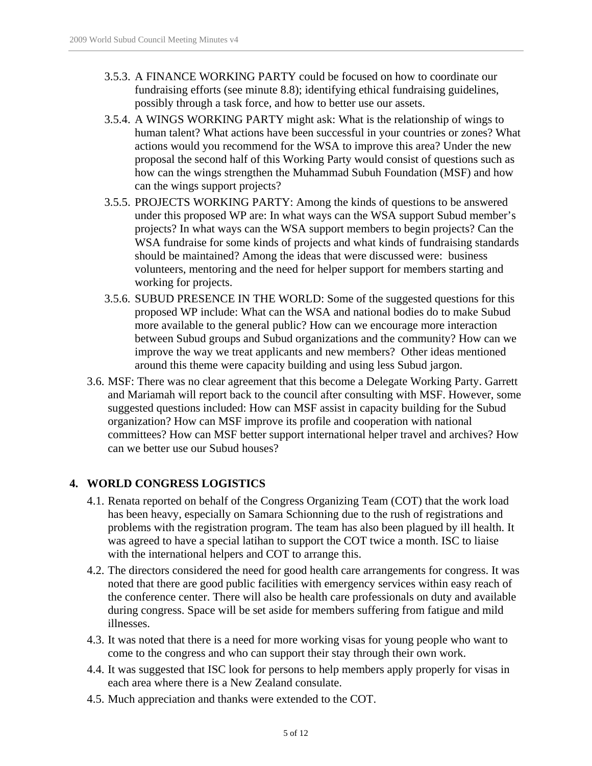3.5.3. A FINANCE WORKING PARTY could be focused on how to coordinate our fundraising efforts (see minute 8.8); identifying ethical fundraising guidelines, possibly through a task force, and how to better use our assets.

3.5.4. A WINGS WORKING PARTY might ask: What is the relationship of wings to human talent? What actions have been successful in your countries or zones? What actions would you recommend for the WSA to improve this area? Under the new proposal the second half of this Working Party would consist of questions such as how can the wings strengthen the Muhammad Subuh Foundation (MSF) and how can the wings support projects?

3.5.5. PROJECTS WORKING PARTY: Among the kinds of questions to be answered under this proposed WP are: In what ways can the WSA support Subud member's projects? In what ways can the WSA support members to begin projects? Can the WSA fundraise for some kinds of projects and what kinds of fundraising standards should be maintained? Among the ideas that were discussed were: business volunteers, mentoring and the need for helper support for members starting and working for projects.

3.5.6. SUBUD PRESENCE IN THE WORLD: Some of the suggested questions for this proposed WP include: What can the WSA and national bodies do to make Subud more available to the general public? How can we encourage more interaction between Subud groups and Subud organizations and the community? How can we improve the way we treat applicants and new members? Other ideas mentioned around this theme were capacity building and using less Subud jargon.

3.6. MSF: There was no clear agreement that this become a Delegate Working Party. Garrett and Mariamah will report back to the council after consulting with MSF. However, some suggested questions included: How can MSF assist in capacity building for the Subud organization? How can MSF improve its profile and cooperation with national committees? How can MSF better support international helper travel and archives? How can we better use our Subud houses?

## 4. WORLD CONGRESS LOGISTICS

4.1. Renata reported on behalf of the Congress Organizing Team (COT) that the work load has been heavy, especially on Samara Schionning due to the rush of registrations and problems with the registration program. The team has also been plagued by ill health. It was agreed to have a special latihan to support the COT twice a month. ISC to liaise with the international helpers and COT to arrange this.

4.2. The directors considered the need for good health care arrangements for congress. It was noted that there are good public facilities with emergency services within easy reach of the conference center. There will also be health care professionals on duty and available during congress. Space will be set aside for members suffering from fatigue and mild illnesses.

4.3. It was noted that there is a need for more working visas for young people who want to come to the congress and who can support their stay through their own work.

4.4. It was suggested that ISC look for persons to help members apply properly for visas in each area where there is a New Zealand consulate.

4.5. Much appreciation and thanks were extended to the COT.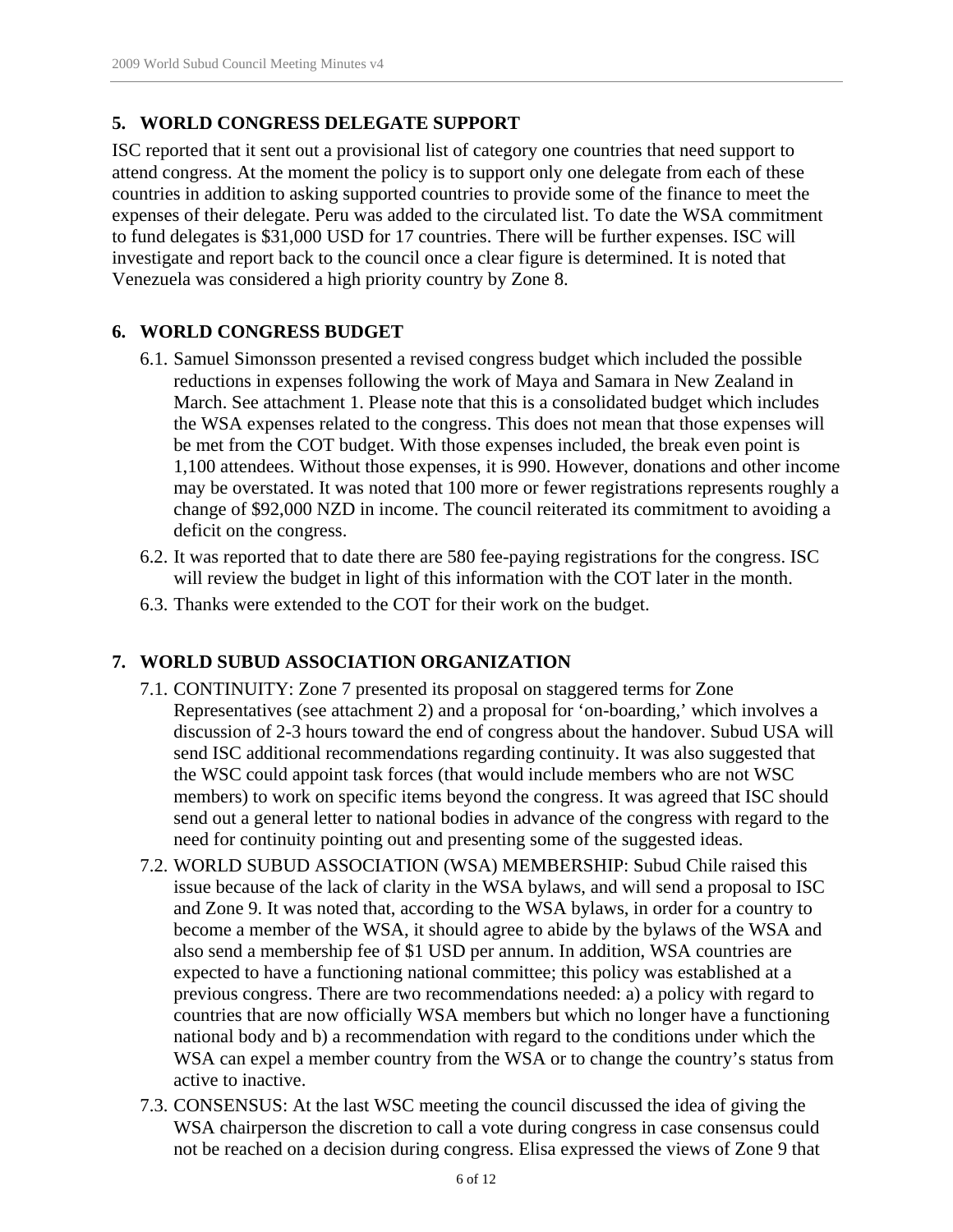## 5. WORLD CONGRESS DELEGATE SUPPORT

ISC reported that it sent out a provisional list of category one countries that need support to attend congress. At the moment the policy is to support only one delegate from each of these countries in addition to asking supported countries to provide some of the finance to meet the expenses of their delegate. Peru was added to the circulated list. To date the WSA commitment to fund delegates is $31,000 USD for 17 countries. There will be further expenses. ISC will investigate and report back to the council once a clear figure is determined. It is noted that Venezuela was considered a high priority country by Zone 8.

## 6. WORLD CONGRESS BUDGET

6.1. Samuel Simonsson presented a revised congress budget which included the possible reductions in expenses following the work of Maya and Samara in New Zealand in March. See attachment 1. Please note that this is a consolidated budget which includes the WSA expenses related to the congress. This does not mean that those expenses will be met from the COT budget. With those expenses included, the break even point is 1,100 attendees. Without those expenses, it is 990. However, donations and other income may be overstated. It was noted that 100 more or fewer registrations represents roughly a change of $92,000 NZD in income. The council reiterated its commitment to avoiding a deficit on the congress.

6.2. It was reported that to date there are 580 fee-paying registrations for the congress. ISC will review the budget in light of this information with the COT later in the month.

6.3. Thanks were extended to the COT for their work on the budget.

## 7. WORLD SUBUD ASSOCIATION ORGANIZATION

7.1. CONTINUITY: Zone 7 presented its proposal on staggered terms for Zone Representatives (see attachment 2) and a proposal for 'on-boarding,' which involves a discussion of 2-3 hours toward the end of congress about the handover. Subud USA will send ISC additional recommendations regarding continuity. It was also suggested that the WSC could appoint task forces (that would include members who are not WSC members) to work on specific items beyond the congress. It was agreed that ISC should send out a general letter to national bodies in advance of the congress with regard to the need for continuity pointing out and presenting some of the suggested ideas.

7.2. WORLD SUBUD ASSOCIATION (WSA) MEMBERSHIP: Subud Chile raised this issue because of the lack of clarity in the WSA bylaws, and will send a proposal to ISC and Zone 9. It was noted that, according to the WSA bylaws, in order for a country to become a member of the WSA, it should agree to abide by the bylaws of the WSA and also send a membership fee of $1 USD per annum. In addition, WSA countries are expected to have a functioning national committee; this policy was established at a previous congress. There are two recommendations needed: a) a policy with regard to countries that are now officially WSA members but which no longer have a functioning national body and b) a recommendation with regard to the conditions under which the WSA can expel a member country from the WSA or to change the country's status from active to inactive.

7.3. CONSENSUS: At the last WSC meeting the council discussed the idea of giving the WSA chairperson the discretion to call a vote during congress in case consensus could not be reached on a decision during congress. Elisa expressed the views of Zone 9 that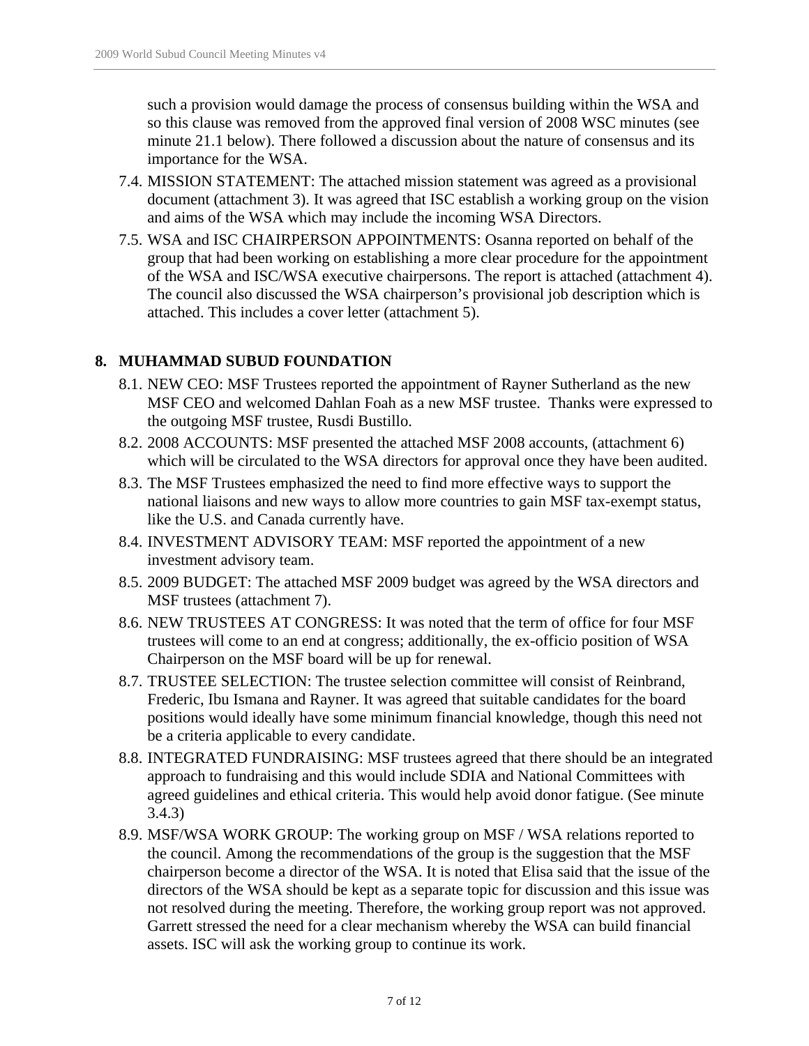such a provision would damage the process of consensus building within the WSA and so this clause was removed from the approved final version of 2008 WSC minutes (see minute 21.1 below). There followed a discussion about the nature of consensus and its importance for the WSA.

7.4. MISSION STATEMENT: The attached mission statement was agreed as a provisional document (attachment 3). It was agreed that ISC establish a working group on the vision and aims of the WSA which may include the incoming WSA Directors.

7.5. WSA and ISC CHAIRPERSON APPOINTMENTS: Osanna reported on behalf of the group that had been working on establishing a more clear procedure for the appointment of the WSA and ISC/WSA executive chairpersons. The report is attached (attachment 4). The council also discussed the WSA chairperson's provisional job description which is attached. This includes a cover letter (attachment 5).

## 8. MUHAMMAD SUBUD FOUNDATION

8.1. NEW CEO: MSF Trustees reported the appointment of Rayner Sutherland as the new MSF CEO and welcomed Dahlan Foah as a new MSF trustee. Thanks were expressed to the outgoing MSF trustee, Rusdi Bustillo.

8.2. 2008 ACCOUNTS: MSF presented the attached MSF 2008 accounts, (attachment 6) which will be circulated to the WSA directors for approval once they have been audited.

8.3. The MSF Trustees emphasized the need to find more effective ways to support the national liaisons and new ways to allow more countries to gain MSF tax-exempt status, like the U.S. and Canada currently have.

8.4. INVESTMENT ADVISORY TEAM: MSF reported the appointment of a new investment advisory team.

8.5. 2009 BUDGET: The attached MSF 2009 budget was agreed by the WSA directors and MSF trustees (attachment 7).

8.6. NEW TRUSTEES AT CONGRESS: It was noted that the term of office for four MSF trustees will come to an end at congress; additionally, the ex-officio position of WSA Chairperson on the MSF board will be up for renewal.

8.7. TRUSTEE SELECTION: The trustee selection committee will consist of Reinbrand, Frederic, Ibu Ismana and Rayner. It was agreed that suitable candidates for the board positions would ideally have some minimum financial knowledge, though this need not be a criteria applicable to every candidate.

8.8. INTEGRATED FUNDRAISING: MSF trustees agreed that there should be an integrated approach to fundraising and this would include SDIA and National Committees with agreed guidelines and ethical criteria. This would help avoid donor fatigue. (See minute 3.4.3)

8.9. MSF/WSA WORK GROUP: The working group on MSF / WSA relations reported to the council. Among the recommendations of the group is the suggestion that the MSF chairperson become a director of the WSA. It is noted that Elisa said that the issue of the directors of the WSA should be kept as a separate topic for discussion and this issue was not resolved during the meeting. Therefore, the working group report was not approved. Garrett stressed the need for a clear mechanism whereby the WSA can build financial assets. ISC will ask the working group to continue its work.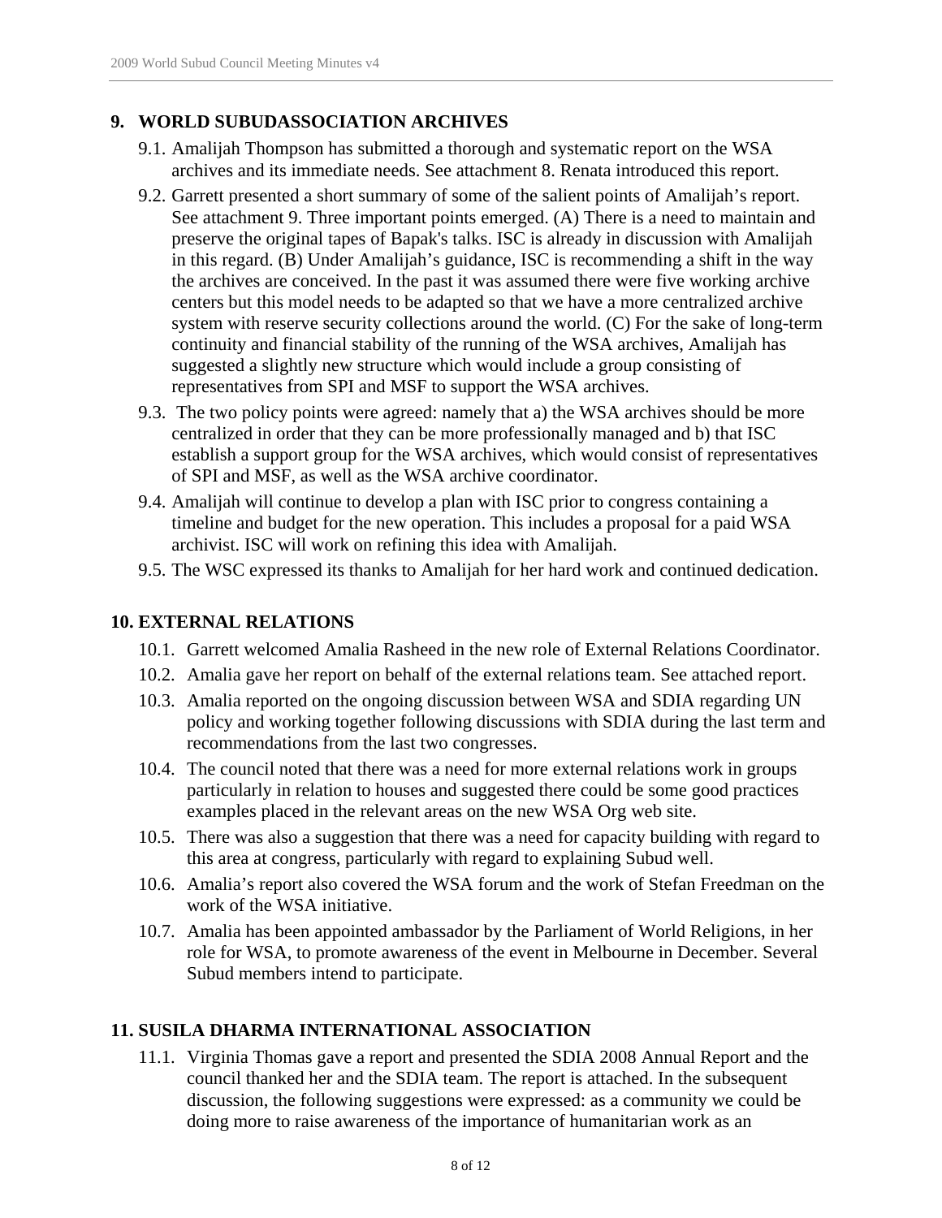## 9. WORLD SUBUDASSOCIATION ARCHIVES

9.1. Amalijah Thompson has submitted a thorough and systematic report on the WSA archives and its immediate needs. See attachment 8. Renata introduced this report.

9.2. Garrett presented a short summary of some of the salient points of Amalijah's report. See attachment 9. Three important points emerged. (A) There is a need to maintain and preserve the original tapes of Bapak's talks. ISC is already in discussion with Amalijah in this regard. (B) Under Amalijah's guidance, ISC is recommending a shift in the way the archives are conceived. In the past it was assumed there were five working archive centers but this model needs to be adapted so that we have a more centralized archive system with reserve security collections around the world. (C) For the sake of long-term continuity and financial stability of the running of the WSA archives, Amalijah has suggested a slightly new structure which would include a group consisting of representatives from SPI and MSF to support the WSA archives.

9.3. The two policy points were agreed: namely that a) the WSA archives should be more centralized in order that they can be more professionally managed and b) that ISC establish a support group for the WSA archives, which would consist of representatives of SPI and MSF, as well as the WSA archive coordinator.

9.4. Amalijah will continue to develop a plan with ISC prior to congress containing a timeline and budget for the new operation. This includes a proposal for a paid WSA archivist. ISC will work on refining this idea with Amalijah.

9.5. The WSC expressed its thanks to Amalijah for her hard work and continued dedication.

## 10. EXTERNAL RELATIONS

10.1. Garrett welcomed Amalia Rasheed in the new role of External Relations Coordinator.

10.2. Amalia gave her report on behalf of the external relations team. See attached report.

10.3. Amalia reported on the ongoing discussion between WSA and SDIA regarding UN policy and working together following discussions with SDIA during the last term and recommendations from the last two congresses.

10.4. The council noted that there was a need for more external relations work in groups particularly in relation to houses and suggested there could be some good practices examples placed in the relevant areas on the new WSA Org web site.

10.5. There was also a suggestion that there was a need for capacity building with regard to this area at congress, particularly with regard to explaining Subud well.

10.6. Amalia's report also covered the WSA forum and the work of Stefan Freedman on the work of the WSA initiative.

10.7. Amalia has been appointed ambassador by the Parliament of World Religions, in her role for WSA, to promote awareness of the event in Melbourne in December. Several Subud members intend to participate.

## 11. SUSILA DHARMA INTERNATIONAL ASSOCIATION

11.1. Virginia Thomas gave a report and presented the SDIA 2008 Annual Report and the council thanked her and the SDIA team. The report is attached. In the subsequent discussion, the following suggestions were expressed: as a community we could be doing more to raise awareness of the importance of humanitarian work as an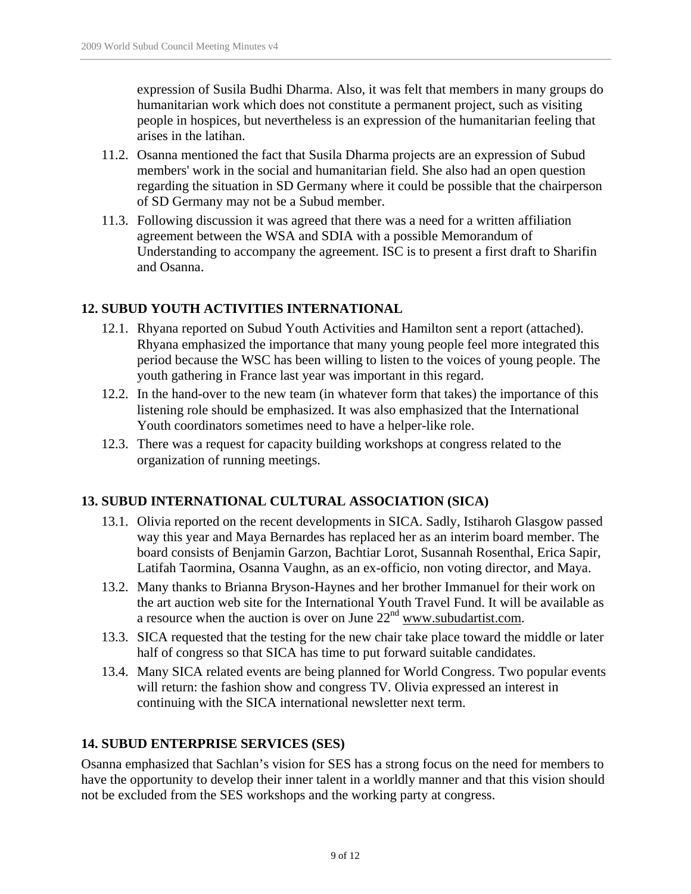expression of Susila Budhi Dharma. Also, it was felt that members in many groups do humanitarian work which does not constitute a permanent project, such as visiting people in hospices, but nevertheless is an expression of the humanitarian feeling that arises in the latihan.

11.2. Osanna mentioned the fact that Susila Dharma projects are an expression of Subud members' work in the social and humanitarian field. She also had an open question regarding the situation in SD Germany where it could be possible that the chairperson of SD Germany may not be a Subud member.

11.3. Following discussion it was agreed that there was a need for a written affiliation agreement between the WSA and SDIA with a possible Memorandum of Understanding to accompany the agreement. ISC is to present a first draft to Sharifin and Osanna.

### 12. SUBUD YOUTH ACTIVITIES INTERNATIONAL

12.1. Rhyana reported on Subud Youth Activities and Hamilton sent a report (attached). Rhyana emphasized the importance that many young people feel more integrated this period because the WSC has been willing to listen to the voices of young people. The youth gathering in France last year was important in this regard.

12.2. In the hand-over to the new team (in whatever form that takes) the importance of this listening role should be emphasized. It was also emphasized that the International Youth coordinators sometimes need to have a helper-like role.

12.3. There was a request for capacity building workshops at congress related to the organization of running meetings.

### 13. SUBUD INTERNATIONAL CULTURAL ASSOCIATION (SICA)

13.1. Olivia reported on the recent developments in SICA. Sadly, Istiharoh Glasgow passed way this year and Maya Bernardes has replaced her as an interim board member. The board consists of Benjamin Garzon, Bachtiar Lorot, Susannah Rosenthal, Erica Sapir, Latifah Taormina, Osanna Vaughn, as an ex-officio, non voting director, and Maya.

13.2. Many thanks to Brianna Bryson-Haynes and her brother Immanuel for their work on the art auction web site for the International Youth Travel Fund. It will be available as a resource when the auction is over on June 22nd www.subudartist.com.

13.3. SICA requested that the testing for the new chair take place toward the middle or later half of congress so that SICA has time to put forward suitable candidates.

13.4. Many SICA related events are being planned for World Congress. Two popular events will return: the fashion show and congress TV. Olivia expressed an interest in continuing with the SICA international newsletter next term.

### 14. SUBUD ENTERPRISE SERVICES (SES)

Osanna emphasized that Sachlan's vision for SES has a strong focus on the need for members to have the opportunity to develop their inner talent in a worldly manner and that this vision should not be excluded from the SES workshops and the working party at congress.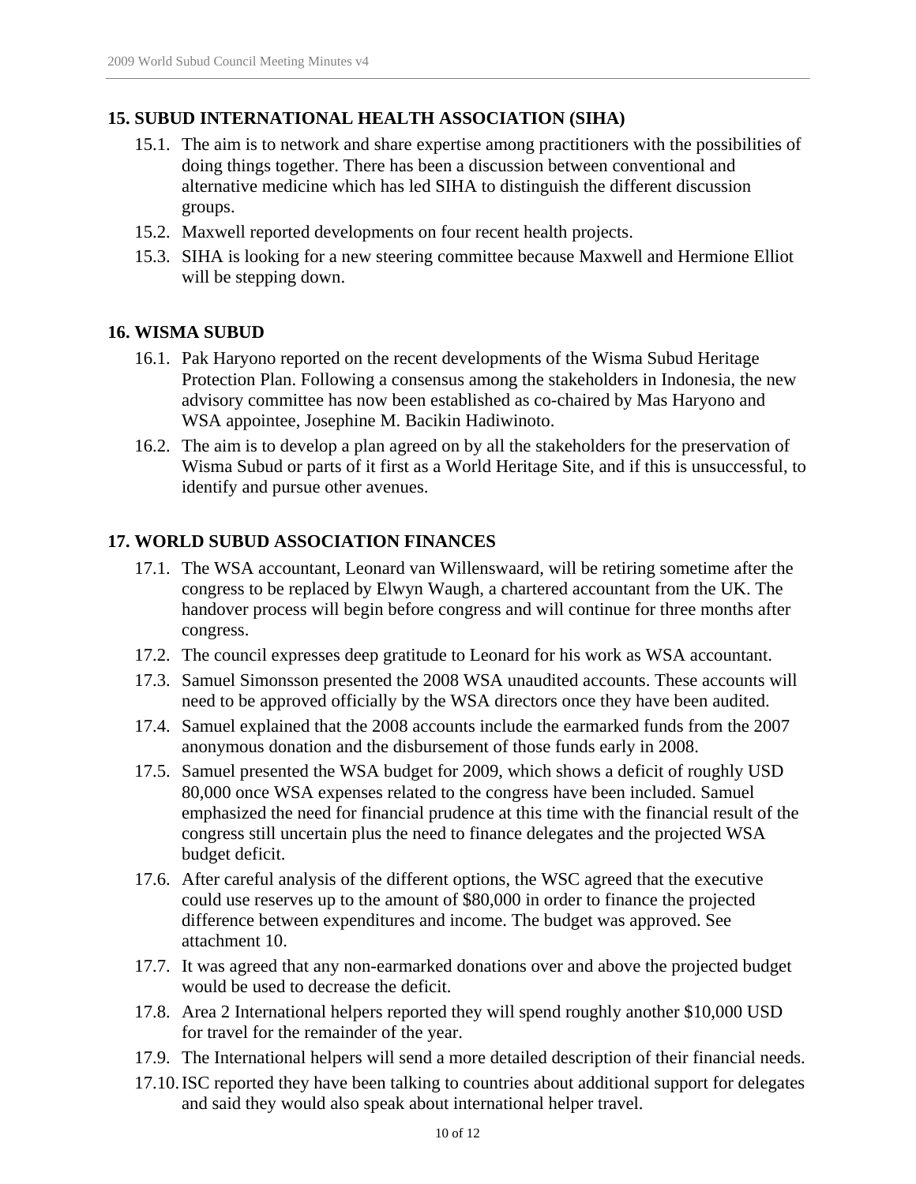## 15. SUBUD INTERNATIONAL HEALTH ASSOCIATION (SIHA)

15.1. The aim is to network and share expertise among practitioners with the possibilities of doing things together. There has been a discussion between conventional and alternative medicine which has led SIHA to distinguish the different discussion groups.

15.2. Maxwell reported developments on four recent health projects.

15.3. SIHA is looking for a new steering committee because Maxwell and Hermione Elliot will be stepping down.

## 16. WISMA SUBUD

16.1. Pak Haryono reported on the recent developments of the Wisma Subud Heritage Protection Plan. Following a consensus among the stakeholders in Indonesia, the new advisory committee has now been established as co-chaired by Mas Haryono and WSA appointee, Josephine M. Bacikin Hadiwinoto.

16.2. The aim is to develop a plan agreed on by all the stakeholders for the preservation of Wisma Subud or parts of it first as a World Heritage Site, and if this is unsuccessful, to identify and pursue other avenues.

## 17. WORLD SUBUD ASSOCIATION FINANCES

17.1. The WSA accountant, Leonard van Willenswaard, will be retiring sometime after the congress to be replaced by Elwyn Waugh, a chartered accountant from the UK. The handover process will begin before congress and will continue for three months after congress.

17.2. The council expresses deep gratitude to Leonard for his work as WSA accountant.

17.3. Samuel Simonsson presented the 2008 WSA unaudited accounts. These accounts will need to be approved officially by the WSA directors once they have been audited.

17.4. Samuel explained that the 2008 accounts include the earmarked funds from the 2007 anonymous donation and the disbursement of those funds early in 2008.

17.5. Samuel presented the WSA budget for 2009, which shows a deficit of roughly USD 80,000 once WSA expenses related to the congress have been included. Samuel emphasized the need for financial prudence at this time with the financial result of the congress still uncertain plus the need to finance delegates and the projected WSA budget deficit.

17.6. After careful analysis of the different options, the WSC agreed that the executive could use reserves up to the amount of $80,000 in order to finance the projected difference between expenditures and income. The budget was approved. See attachment 10.

17.7. It was agreed that any non-earmarked donations over and above the projected budget would be used to decrease the deficit.

17.8. Area 2 International helpers reported they will spend roughly another $10,000 USD for travel for the remainder of the year.

17.9. The International helpers will send a more detailed description of their financial needs.

17.10. ISC reported they have been talking to countries about additional support for delegates and said they would also speak about international helper travel.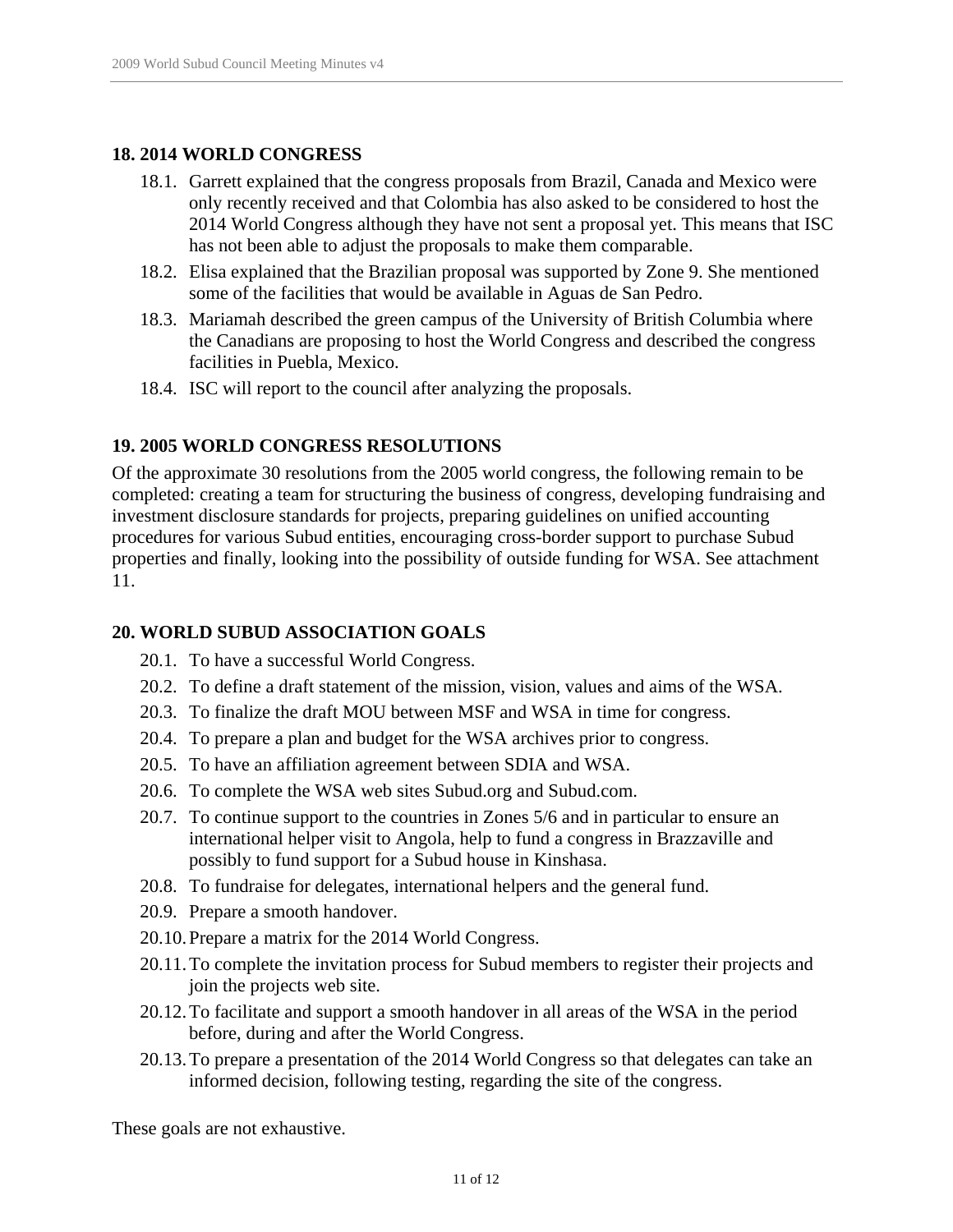## 18. 2014 WORLD CONGRESS

18.1. Garrett explained that the congress proposals from Brazil, Canada and Mexico were only recently received and that Colombia has also asked to be considered to host the 2014 World Congress although they have not sent a proposal yet. This means that ISC has not been able to adjust the proposals to make them comparable.

18.2. Elisa explained that the Brazilian proposal was supported by Zone 9. She mentioned some of the facilities that would be available in Aguas de San Pedro.

18.3. Mariamah described the green campus of the University of British Columbia where the Canadians are proposing to host the World Congress and described the congress facilities in Puebla, Mexico.

18.4. ISC will report to the council after analyzing the proposals.

## 19. 2005 WORLD CONGRESS RESOLUTIONS

Of the approximate 30 resolutions from the 2005 world congress, the following remain to be completed: creating a team for structuring the business of congress, developing fundraising and investment disclosure standards for projects, preparing guidelines on unified accounting procedures for various Subud entities, encouraging cross-border support to purchase Subud properties and finally, looking into the possibility of outside funding for WSA. See attachment 11.

## 20. WORLD SUBUD ASSOCIATION GOALS

20.1. To have a successful World Congress.

20.2. To define a draft statement of the mission, vision, values and aims of the WSA.

20.3. To finalize the draft MOU between MSF and WSA in time for congress.

20.4. To prepare a plan and budget for the WSA archives prior to congress.

20.5. To have an affiliation agreement between SDIA and WSA.

20.6. To complete the WSA web sites Subud.org and Subud.com.

20.7. To continue support to the countries in Zones 5/6 and in particular to ensure an international helper visit to Angola, help to fund a congress in Brazzaville and possibly to fund support for a Subud house in Kinshasa.

20.8. To fundraise for delegates, international helpers and the general fund.

20.9. Prepare a smooth handover.

20.10. Prepare a matrix for the 2014 World Congress.

20.11. To complete the invitation process for Subud members to register their projects and join the projects web site.

20.12. To facilitate and support a smooth handover in all areas of the WSA in the period before, during and after the World Congress.

20.13. To prepare a presentation of the 2014 World Congress so that delegates can take an informed decision, following testing, regarding the site of the congress.

These goals are not exhaustive.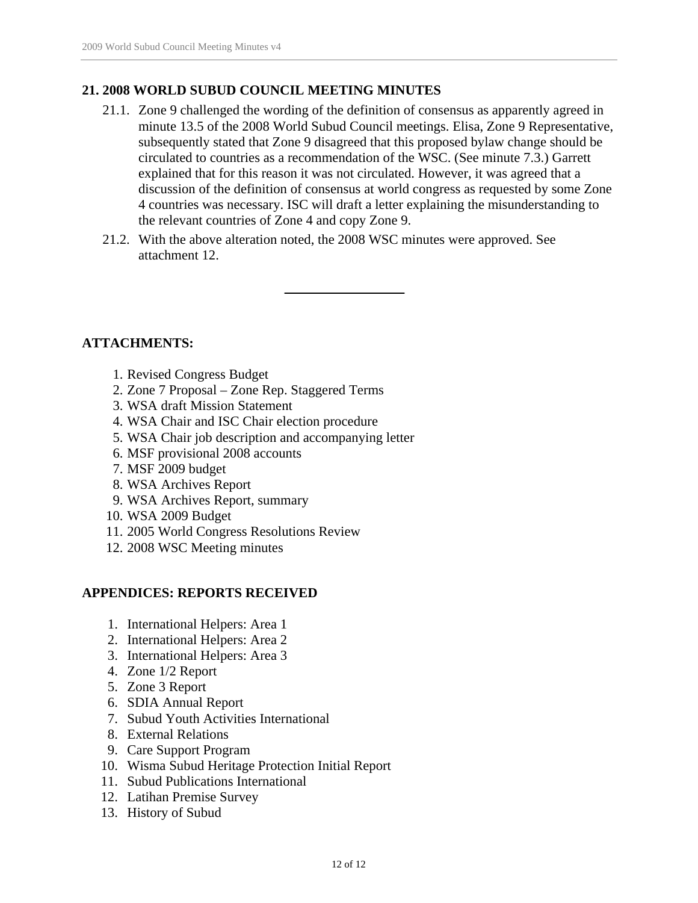## 21. 2008 WORLD SUBUD COUNCIL MEETING MINUTES

21.1. Zone 9 challenged the wording of the definition of consensus as apparently agreed in minute 13.5 of the 2008 World Subud Council meetings. Elisa, Zone 9 Representative, subsequently stated that Zone 9 disagreed that this proposed bylaw change should be circulated to countries as a recommendation of the WSC. (See minute 7.3.) Garrett explained that for this reason it was not circulated. However, it was agreed that a discussion of the definition of consensus at world congress as requested by some Zone 4 countries was necessary. ISC will draft a letter explaining the misunderstanding to the relevant countries of Zone 4 and copy Zone 9.

21.2. With the above alteration noted, the 2008 WSC minutes were approved. See attachment 12.

---

## ATTACHMENTS:

1. Revised Congress Budget
2. Zone 7 Proposal – Zone Rep. Staggered Terms
3. WSA draft Mission Statement
4. WSA Chair and ISC Chair election procedure
5. WSA Chair job description and accompanying letter
6. MSF provisional 2008 accounts
7. MSF 2009 budget
8. WSA Archives Report
9. WSA Archives Report, summary
10. WSA 2009 Budget
11. 2005 World Congress Resolutions Review
12. 2008 WSC Meeting minutes

## APPENDICES: REPORTS RECEIVED

1. International Helpers: Area 1
2. International Helpers: Area 2
3. International Helpers: Area 3
4. Zone 1/2 Report
5. Zone 3 Report
6. SDIA Annual Report
7. Subud Youth Activities International
8. External Relations
9. Care Support Program
10. Wisma Subud Heritage Protection Initial Report
11. Subud Publications International
12. Latihan Premise Survey
13. History of Subud